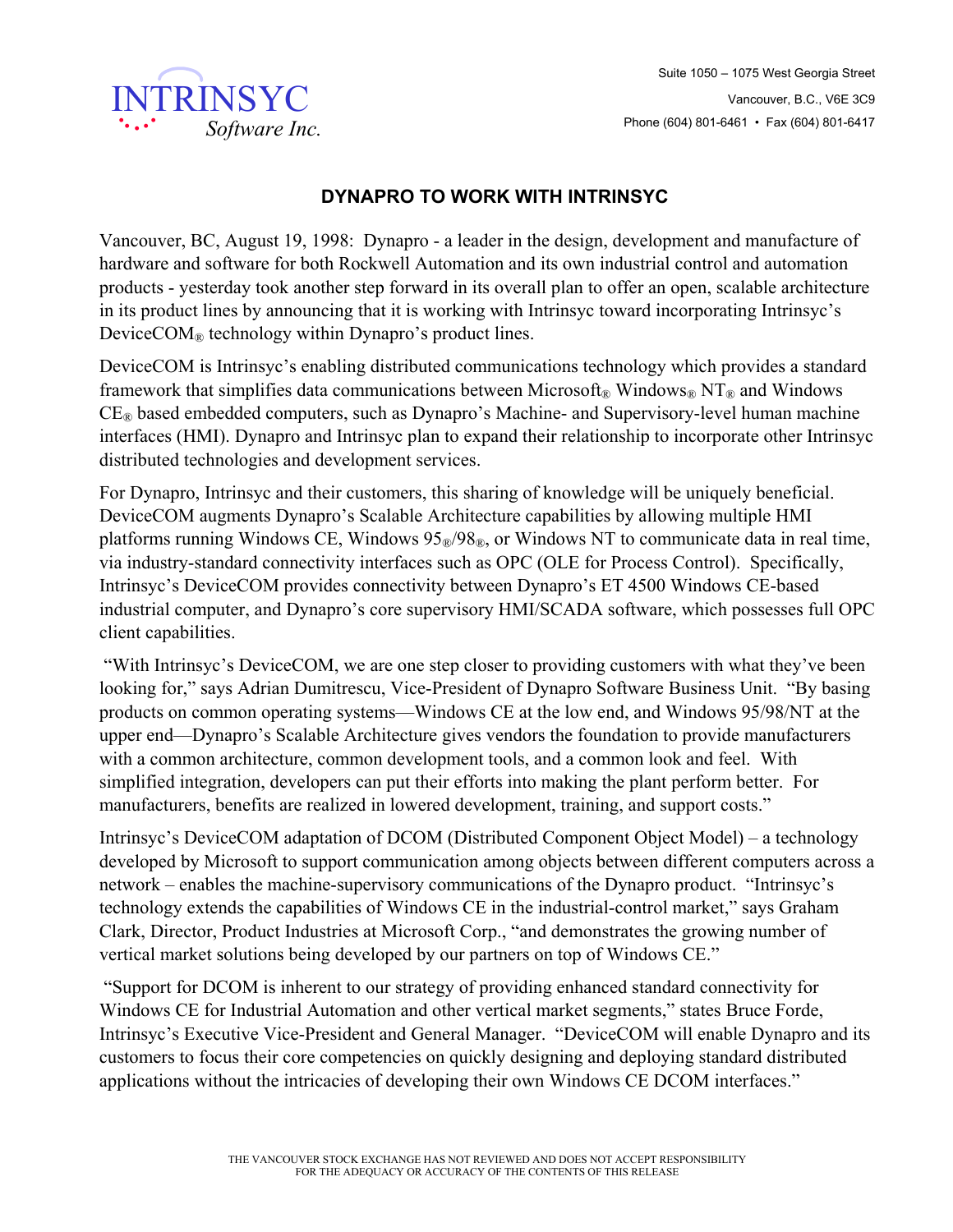INTRINSYC *Software Inc.*

Suite 1050 – 1075 West Georgia Street

Vancouver, B.C., V6E 3C9

Phone (604) 801-6461 • Fax (604) 801-6417

# DYNAPRO TO WORK WITH INTRINSYC

Vancouver, BC, August 19, 1998: Dynapro - a leader in the design, development and manufacture of hardware and software for both Rockwell Automation and its own industrial control and automation products - yesterday took another step forward in its overall plan to offer an open, scalable architecture in its product lines by announcing that it is working with Intrinsyc toward incorporating Intrinsyc's DeviceCOM® technology within Dynapro's product lines.

DeviceCOM is Intrinsyc's enabling distributed communications technology which provides a standard framework that simplifies data communications between Microsoft® Windows® NT® and Windows CE® based embedded computers, such as Dynapro's Machine- and Supervisory-level human machine interfaces (HMI). Dynapro and Intrinsyc plan to expand their relationship to incorporate other Intrinsyc distributed technologies and development services.

For Dynapro, Intrinsyc and their customers, this sharing of knowledge will be uniquely beneficial. DeviceCOM augments Dynapro's Scalable Architecture capabilities by allowing multiple HMI platforms running Windows CE, Windows 95®/98®, or Windows NT to communicate data in real time, via industry-standard connectivity interfaces such as OPC (OLE for Process Control). Specifically, Intrinsyc's DeviceCOM provides connectivity between Dynapro's ET 4500 Windows CE-based industrial computer, and Dynapro's core supervisory HMI/SCADA software, which possesses full OPC client capabilities.

"With Intrinsyc's DeviceCOM, we are one step closer to providing customers with what they've been looking for," says Adrian Dumitrescu, Vice-President of Dynapro Software Business Unit. "By basing products on common operating systems—Windows CE at the low end, and Windows 95/98/NT at the upper end—Dynapro's Scalable Architecture gives vendors the foundation to provide manufacturers with a common architecture, common development tools, and a common look and feel. With simplified integration, developers can put their efforts into making the plant perform better. For manufacturers, benefits are realized in lowered development, training, and support costs."

Intrinsyc's DeviceCOM adaptation of DCOM (Distributed Component Object Model) – a technology developed by Microsoft to support communication among objects between different computers across a network – enables the machine-supervisory communications of the Dynapro product. "Intrinsyc's technology extends the capabilities of Windows CE in the industrial-control market," says Graham Clark, Director, Product Industries at Microsoft Corp., "and demonstrates the growing number of vertical market solutions being developed by our partners on top of Windows CE."

"Support for DCOM is inherent to our strategy of providing enhanced standard connectivity for Windows CE for Industrial Automation and other vertical market segments," states Bruce Forde, Intrinsyc's Executive Vice-President and General Manager. "DeviceCOM will enable Dynapro and its customers to focus their core competencies on quickly designing and deploying standard distributed applications without the intricacies of developing their own Windows CE DCOM interfaces."

THE VANCOUVER STOCK EXCHANGE HAS NOT REVIEWED AND DOES NOT ACCEPT RESPONSIBILITY FOR THE ADEQUACY OR ACCURACY OF THE CONTENTS OF THIS RELEASE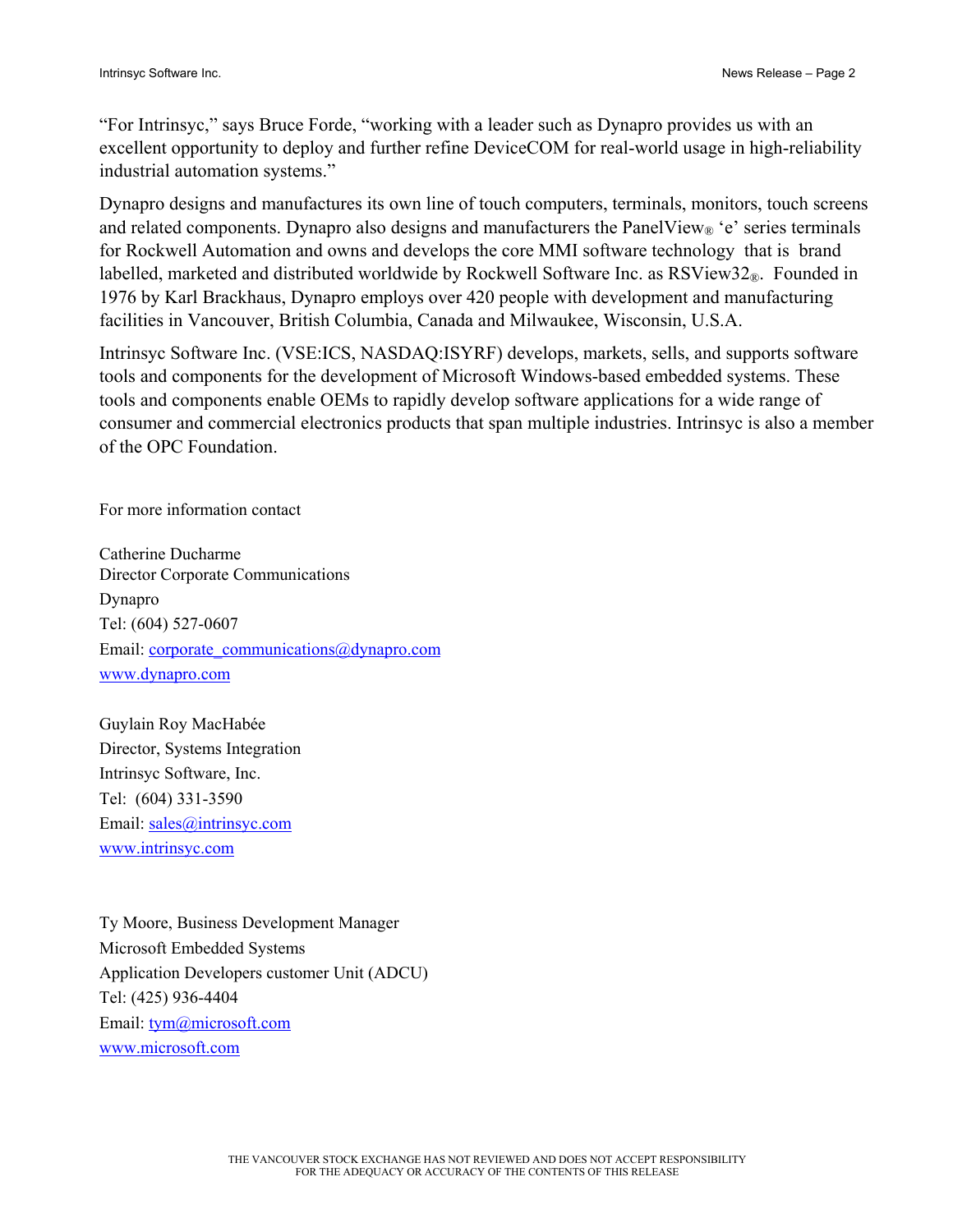"For Intrinsyc," says Bruce Forde, "working with a leader such as Dynapro provides us with an excellent opportunity to deploy and further refine DeviceCOM for real-world usage in high-reliability industrial automation systems."

Dynapro designs and manufactures its own line of touch computers, terminals, monitors, touch screens and related components. Dynapro also designs and manufacturers the PanelView® 'e' series terminals for Rockwell Automation and owns and develops the core MMI software technology that is brand labelled, marketed and distributed worldwide by Rockwell Software Inc. as RSView32®. Founded in 1976 by Karl Brackhaus, Dynapro employs over 420 people with development and manufacturing facilities in Vancouver, British Columbia, Canada and Milwaukee, Wisconsin, U.S.A.

Intrinsyc Software Inc. (VSE:ICS, NASDAQ:ISYRF) develops, markets, sells, and supports software tools and components for the development of Microsoft Windows-based embedded systems. These tools and components enable OEMs to rapidly develop software applications for a wide range of consumer and commercial electronics products that span multiple industries. Intrinsyc is also a member of the OPC Foundation.

For more information contact

Catherine Ducharme
Director Corporate Communications
Dynapro
Tel: (604) 527-0607
Email: corporate_communications@dynapro.com
www.dynapro.com

Guylain Roy MacHabée
Director, Systems Integration
Intrinsyc Software, Inc.
Tel: (604) 331-3590
Email: sales@intrinsyc.com
www.intrinsyc.com

Ty Moore, Business Development Manager
Microsoft Embedded Systems
Application Developers customer Unit (ADCU)
Tel: (425) 936-4404
Email: tym@microsoft.com
www.microsoft.com

THE VANCOUVER STOCK EXCHANGE HAS NOT REVIEWED AND DOES NOT ACCEPT RESPONSIBILITY FOR THE ADEQUACY OR ACCURACY OF THE CONTENTS OF THIS RELEASE